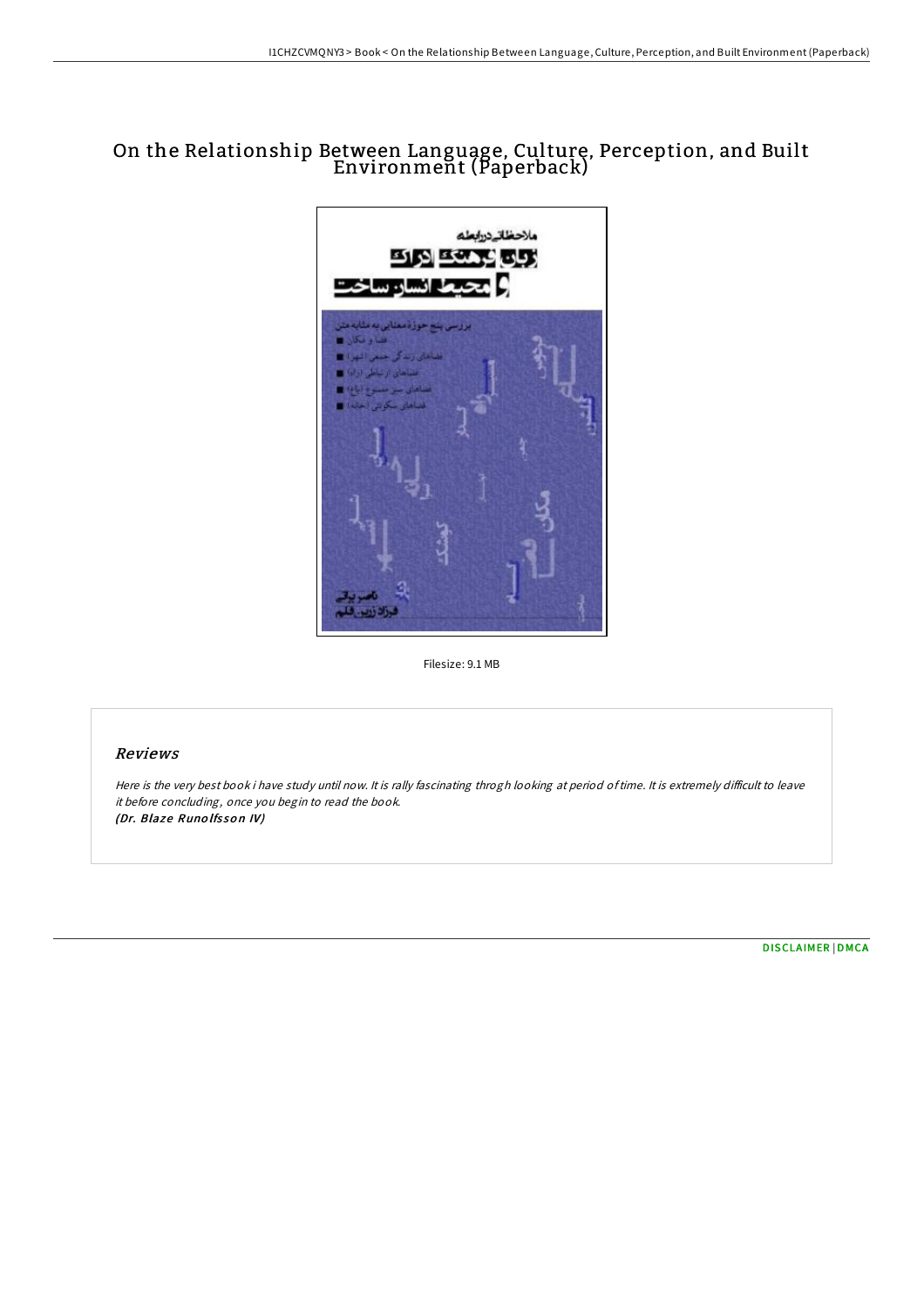# On the Relationship Between Language, Culture, Perception, and Built Environment (Paperback)

Filesize: 9.1 MB

## Reviews

*Here is the very best book i have study until now. It is rally fascinating throgh looking at period of time. It is extremely difficult to leave it before concluding, once you begin to read the book.*
***(Dr. Blaze Runolfsson IV)***

DISCLAIMER | DMCA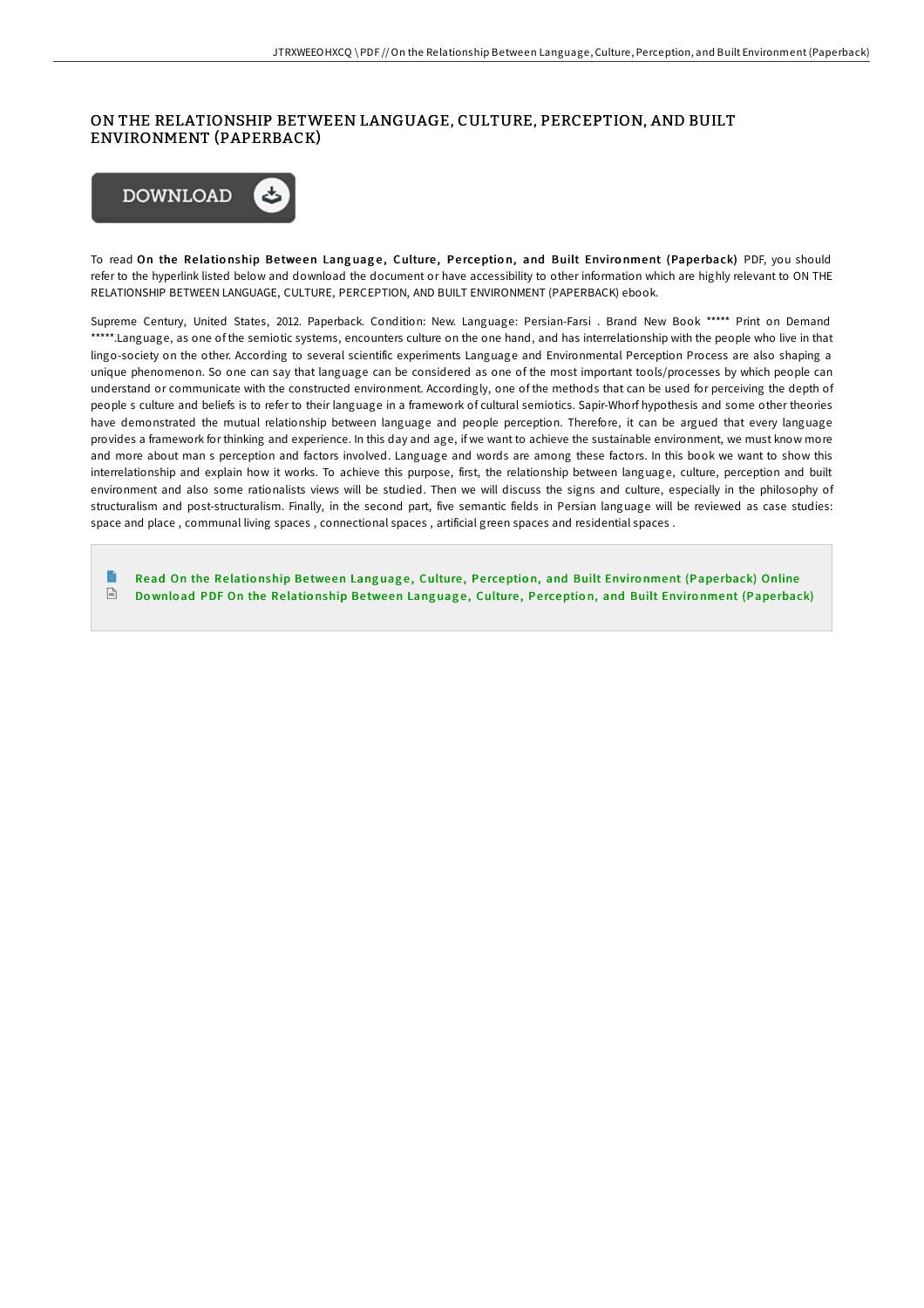# ON THE RELATIONSHIP BETWEEN LANGUAGE, CULTURE, PERCEPTION, AND BUILT ENVIRONMENT (PAPERBACK)

DOWNLOAD

To read **On the Relationship Between Language, Culture, Perception, and Built Environment (Paperback)** PDF, you should refer to the hyperlink listed below and download the document or have accessibility to other information which are highly relevant to ON THE RELATIONSHIP BETWEEN LANGUAGE, CULTURE, PERCEPTION, AND BUILT ENVIRONMENT (PAPERBACK) ebook.

Supreme Century, United States, 2012. Paperback. Condition: New. Language: Persian-Farsi . Brand New Book ***** Print on Demand *****.Language, as one of the semiotic systems, encounters culture on the one hand, and has interrelationship with the people who live in that lingo-society on the other. According to several scientific experiments Language and Environmental Perception Process are also shaping a unique phenomenon. So one can say that language can be considered as one of the most important tools/processes by which people can understand or communicate with the constructed environment. Accordingly, one of the methods that can be used for perceiving the depth of people s culture and beliefs is to refer to their language in a framework of cultural semiotics. Sapir-Whorf hypothesis and some other theories have demonstrated the mutual relationship between language and people perception. Therefore, it can be argued that every language provides a framework for thinking and experience. In this day and age, if we want to achieve the sustainable environment, we must know more and more about man s perception and factors involved. Language and words are among these factors. In this book we want to show this interrelationship and explain how it works. To achieve this purpose, first, the relationship between language, culture, perception and built environment and also some rationalists views will be studied. Then we will discuss the signs and culture, especially in the philosophy of structuralism and post-structuralism. Finally, in the second part, five semantic fields in Persian language will be reviewed as case studies: space and place , communal living spaces , connectional spaces , artificial green spaces and residential spaces .

Read On the Relationship Between Language, Culture, Perception, and Built Environment (Paperback) Online

Download PDF On the Relationship Between Language, Culture, Perception, and Built Environment (Paperback)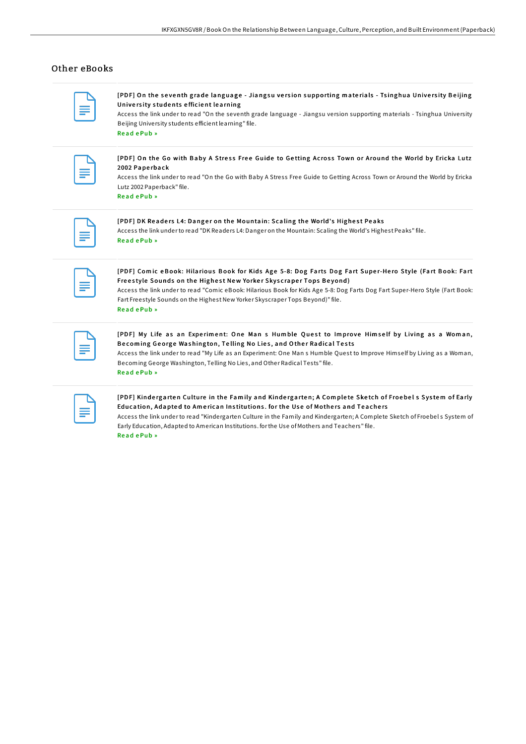## Other eBooks

**[PDF] On the seventh grade language - Jiangsu version supporting materials - Tsinghua University Beijing University students efficient learning**

Access the link under to read "On the seventh grade language - Jiangsu version supporting materials - Tsinghua University Beijing University students efficient learning" file.

Read ePub »

**[PDF] On the Go with Baby A Stress Free Guide to Getting Across Town or Around the World by Ericka Lutz 2002 Paperback**

Access the link under to read "On the Go with Baby A Stress Free Guide to Getting Across Town or Around the World by Ericka Lutz 2002 Paperback" file.

Read ePub »

**[PDF] DK Readers L4: Danger on the Mountain: Scaling the World's Highest Peaks**

Access the link under to read "DK Readers L4: Danger on the Mountain: Scaling the World's Highest Peaks" file.

Read ePub »

**[PDF] Comic eBook: Hilarious Book for Kids Age 5-8: Dog Farts Dog Fart Super-Hero Style (Fart Book: Fart Freestyle Sounds on the Highest New Yorker Skyscraper Tops Beyond)**

Access the link under to read "Comic eBook: Hilarious Book for Kids Age 5-8: Dog Farts Dog Fart Super-Hero Style (Fart Book: Fart Freestyle Sounds on the Highest New Yorker Skyscraper Tops Beyond)" file.

Read ePub »

**[PDF] My Life as an Experiment: One Man s Humble Quest to Improve Himself by Living as a Woman, Becoming George Washington, Telling No Lies, and Other Radical Tests**

Access the link under to read "My Life as an Experiment: One Man s Humble Quest to Improve Himself by Living as a Woman, Becoming George Washington, Telling No Lies, and Other Radical Tests" file.

Read ePub »

**[PDF] Kindergarten Culture in the Family and Kindergarten; A Complete Sketch of Froebel s System of Early Education, Adapted to American Institutions. for the Use of Mothers and Teachers**

Access the link under to read "Kindergarten Culture in the Family and Kindergarten; A Complete Sketch of Froebel s System of Early Education, Adapted to American Institutions. for the Use of Mothers and Teachers" file.

Read ePub »